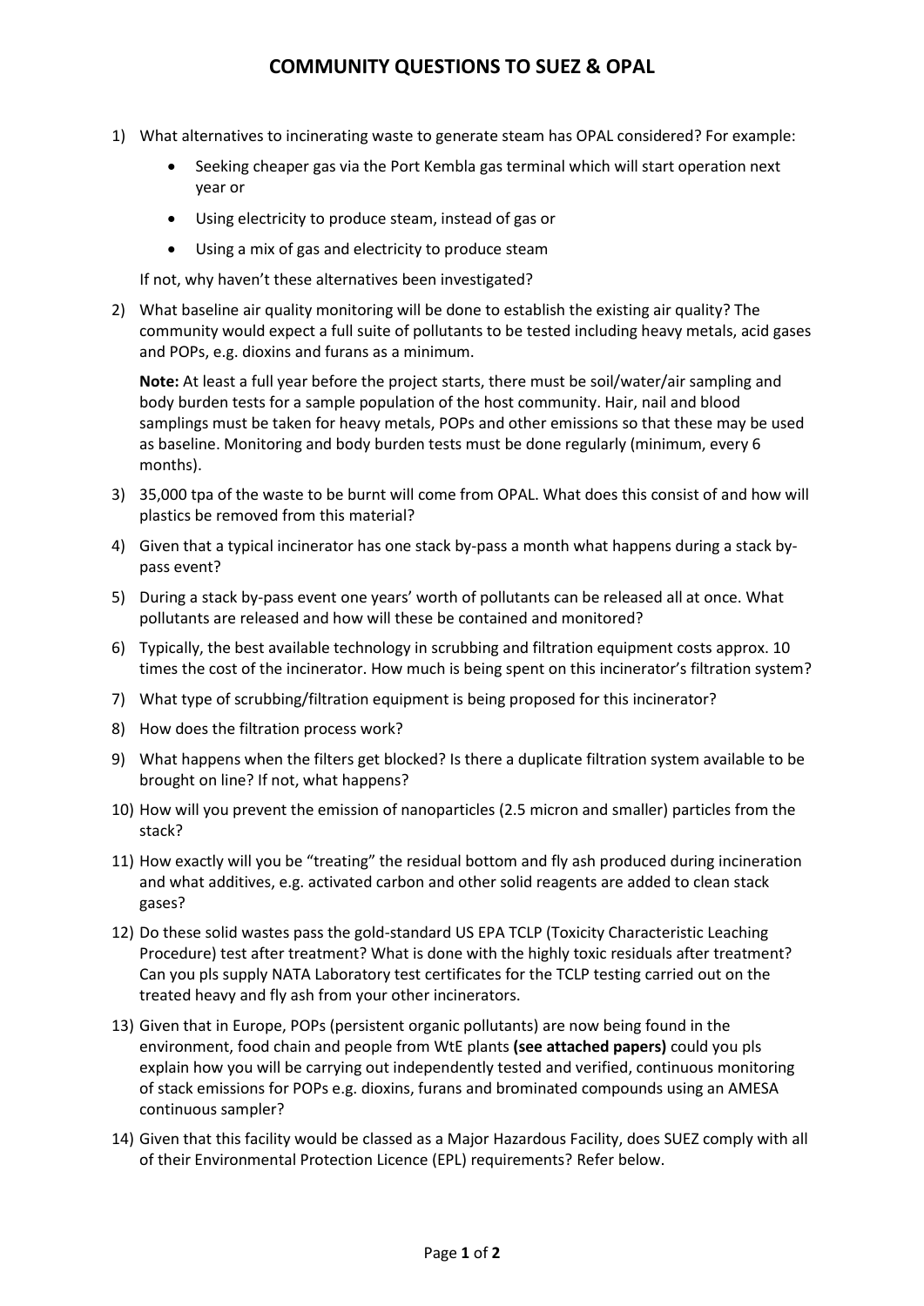# COMMUNITY QUESTIONS TO SUEZ & OPAL

1) What alternatives to incinerating waste to generate steam has OPAL considered? For example:

   - Seeking cheaper gas via the Port Kembla gas terminal which will start operation next year or
   - Using electricity to produce steam, instead of gas or
   - Using a mix of gas and electricity to produce steam

   If not, why haven't these alternatives been investigated?

2) What baseline air quality monitoring will be done to establish the existing air quality? The community would expect a full suite of pollutants to be tested including heavy metals, acid gases and POPs, e.g. dioxins and furans as a minimum.

   **Note:** At least a full year before the project starts, there must be soil/water/air sampling and body burden tests for a sample population of the host community. Hair, nail and blood samplings must be taken for heavy metals, POPs and other emissions so that these may be used as baseline. Monitoring and body burden tests must be done regularly (minimum, every 6 months).

3) 35,000 tpa of the waste to be burnt will come from OPAL. What does this consist of and how will plastics be removed from this material?

4) Given that a typical incinerator has one stack by-pass a month what happens during a stack by-pass event?

5) During a stack by-pass event one years' worth of pollutants can be released all at once. What pollutants are released and how will these be contained and monitored?

6) Typically, the best available technology in scrubbing and filtration equipment costs approx. 10 times the cost of the incinerator. How much is being spent on this incinerator's filtration system?

7) What type of scrubbing/filtration equipment is being proposed for this incinerator?

8) How does the filtration process work?

9) What happens when the filters get blocked? Is there a duplicate filtration system available to be brought on line? If not, what happens?

10) How will you prevent the emission of nanoparticles (2.5 micron and smaller) particles from the stack?

11) How exactly will you be "treating" the residual bottom and fly ash produced during incineration and what additives, e.g. activated carbon and other solid reagents are added to clean stack gases?

12) Do these solid wastes pass the gold-standard US EPA TCLP (Toxicity Characteristic Leaching Procedure) test after treatment? What is done with the highly toxic residuals after treatment? Can you pls supply NATA Laboratory test certificates for the TCLP testing carried out on the treated heavy and fly ash from your other incinerators.

13) Given that in Europe, POPs (persistent organic pollutants) are now being found in the environment, food chain and people from WtE plants **(see attached papers)** could you pls explain how you will be carrying out independently tested and verified, continuous monitoring of stack emissions for POPs e.g. dioxins, furans and brominated compounds using an AMESA continuous sampler?

14) Given that this facility would be classed as a Major Hazardous Facility, does SUEZ comply with all of their Environmental Protection Licence (EPL) requirements? Refer below.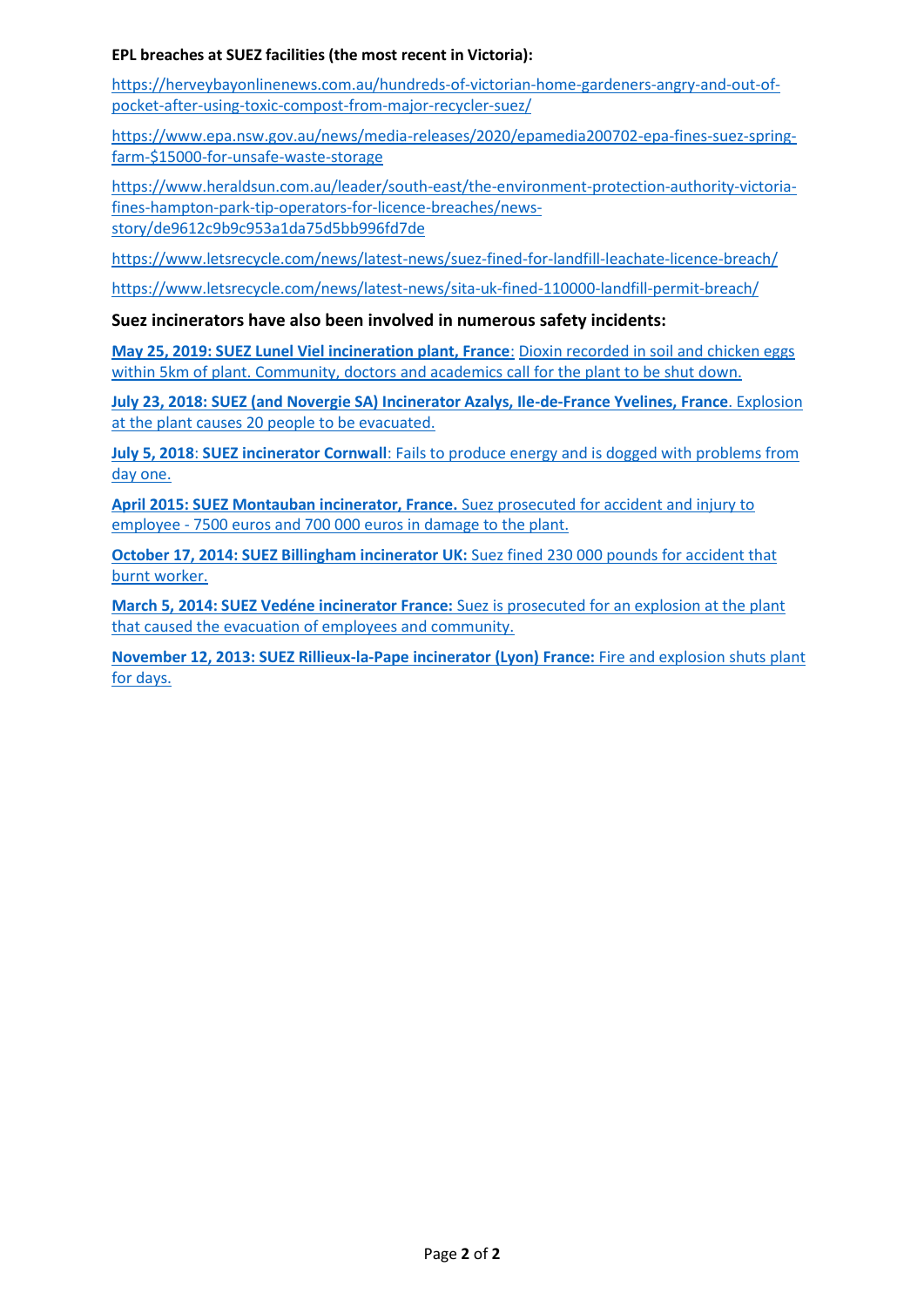**EPL breaches at SUEZ facilities (the most recent in Victoria):**

https://herveybayonlinenews.com.au/hundreds-of-victorian-home-gardeners-angry-and-out-of-pocket-after-using-toxic-compost-from-major-recycler-suez/

https://www.epa.nsw.gov.au/news/media-releases/2020/epamedia200702-epa-fines-suez-spring-farm-$15000-for-unsafe-waste-storage

https://www.heraldsun.com.au/leader/south-east/the-environment-protection-authority-victoria-fines-hampton-park-tip-operators-for-licence-breaches/news-story/de9612c9b9c953a1da75d5bb996fd7de

https://www.letsrecycle.com/news/latest-news/suez-fined-for-landfill-leachate-licence-breach/

https://www.letsrecycle.com/news/latest-news/sita-uk-fined-110000-landfill-permit-breach/

**Suez incinerators have also been involved in numerous safety incidents:**

**May 25, 2019: SUEZ Lunel Viel incineration plant, France**: Dioxin recorded in soil and chicken eggs within 5km of plant. Community, doctors and academics call for the plant to be shut down.

**July 23, 2018: SUEZ (and Novergie SA) Incinerator Azalys, Ile-de-France Yvelines, France**. Explosion at the plant causes 20 people to be evacuated.

**July 5, 2018**: **SUEZ incinerator Cornwall**: Fails to produce energy and is dogged with problems from day one.

**April 2015: SUEZ Montauban incinerator, France.** Suez prosecuted for accident and injury to employee - 7500 euros and 700 000 euros in damage to the plant.

**October 17, 2014: SUEZ Billingham incinerator UK:** Suez fined 230 000 pounds for accident that burnt worker.

**March 5, 2014: SUEZ Vedéne incinerator France:** Suez is prosecuted for an explosion at the plant that caused the evacuation of employees and community.

**November 12, 2013: SUEZ Rillieux-la-Pape incinerator (Lyon) France:** Fire and explosion shuts plant for days.